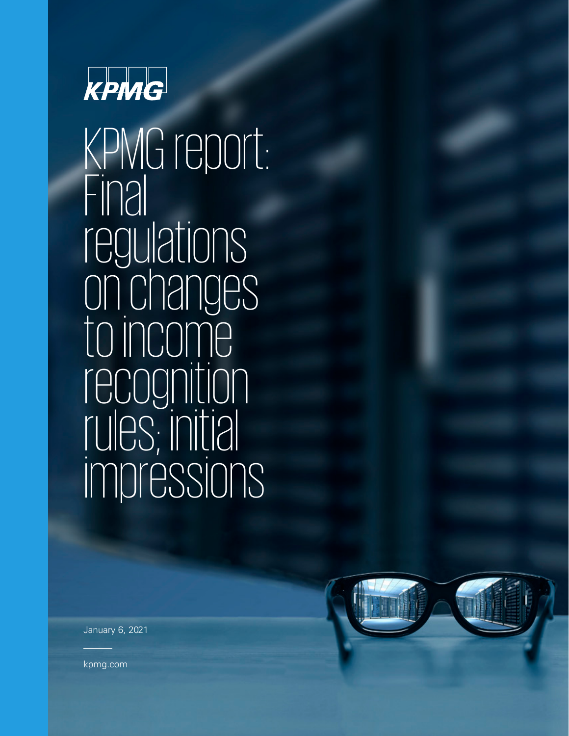KPMG

# KPMG report: Final regulations on changes to income recognition rules; initial impressions

January 6, 2021

kpmg.com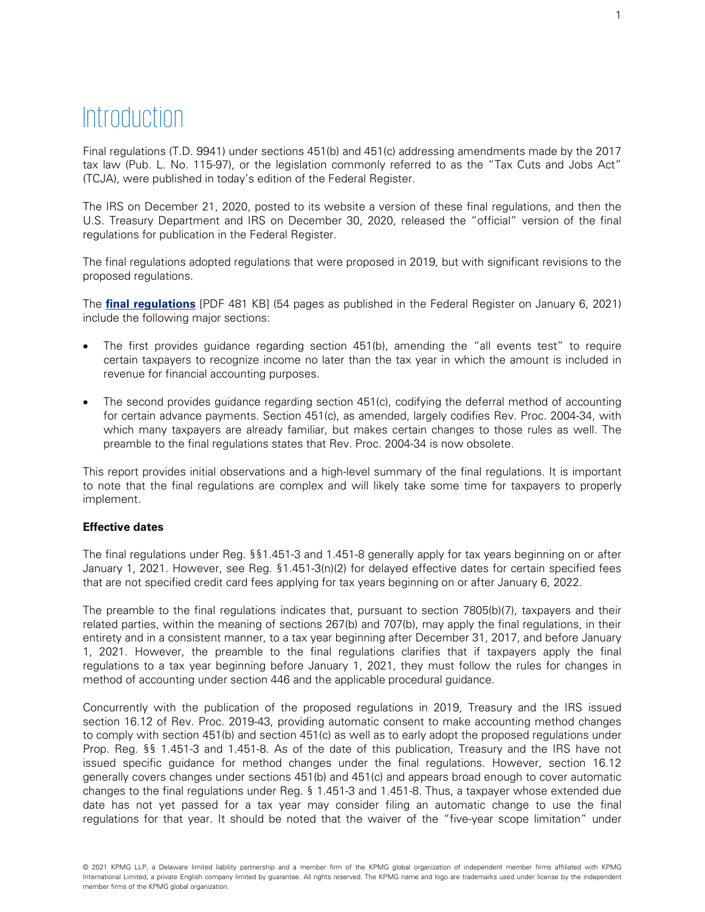# Introduction

Final regulations (T.D. 9941) under sections 451(b) and 451(c) addressing amendments made by the 2017 tax law (Pub. L. No. 115-97), or the legislation commonly referred to as the "Tax Cuts and Jobs Act" (TCJA), were published in today's edition of the Federal Register.

The IRS on December 21, 2020, posted to its website a version of these final regulations, and then the U.S. Treasury Department and IRS on December 30, 2020, released the "official" version of the final regulations for publication in the Federal Register.

The final regulations adopted regulations that were proposed in 2019, but with significant revisions to the proposed regulations.

The **final regulations** [PDF 481 KB] (54 pages as published in the Federal Register on January 6, 2021) include the following major sections:

- The first provides guidance regarding section 451(b), amending the "all events test" to require certain taxpayers to recognize income no later than the tax year in which the amount is included in revenue for financial accounting purposes.
- The second provides guidance regarding section 451(c), codifying the deferral method of accounting for certain advance payments. Section 451(c), as amended, largely codifies Rev. Proc. 2004-34, with which many taxpayers are already familiar, but makes certain changes to those rules as well. The preamble to the final regulations states that Rev. Proc. 2004-34 is now obsolete.

This report provides initial observations and a high-level summary of the final regulations. It is important to note that the final regulations are complex and will likely take some time for taxpayers to properly implement.

**Effective dates**

The final regulations under Reg. §§1.451-3 and 1.451-8 generally apply for tax years beginning on or after January 1, 2021. However, see Reg. §1.451-3(n)(2) for delayed effective dates for certain specified fees that are not specified credit card fees applying for tax years beginning on or after January 6, 2022.

The preamble to the final regulations indicates that, pursuant to section 7805(b)(7), taxpayers and their related parties, within the meaning of sections 267(b) and 707(b), may apply the final regulations, in their entirety and in a consistent manner, to a tax year beginning after December 31, 2017, and before January 1, 2021. However, the preamble to the final regulations clarifies that if taxpayers apply the final regulations to a tax year beginning before January 1, 2021, they must follow the rules for changes in method of accounting under section 446 and the applicable procedural guidance.

Concurrently with the publication of the proposed regulations in 2019, Treasury and the IRS issued section 16.12 of Rev. Proc. 2019-43, providing automatic consent to make accounting method changes to comply with section 451(b) and section 451(c) as well as to early adopt the proposed regulations under Prop. Reg. §§ 1.451-3 and 1.451-8. As of the date of this publication, Treasury and the IRS have not issued specific guidance for method changes under the final regulations. However, section 16.12 generally covers changes under sections 451(b) and 451(c) and appears broad enough to cover automatic changes to the final regulations under Reg. § 1.451-3 and 1.451-8. Thus, a taxpayer whose extended due date has not yet passed for a tax year may consider filing an automatic change to use the final regulations for that year. It should be noted that the waiver of the "five-year scope limitation" under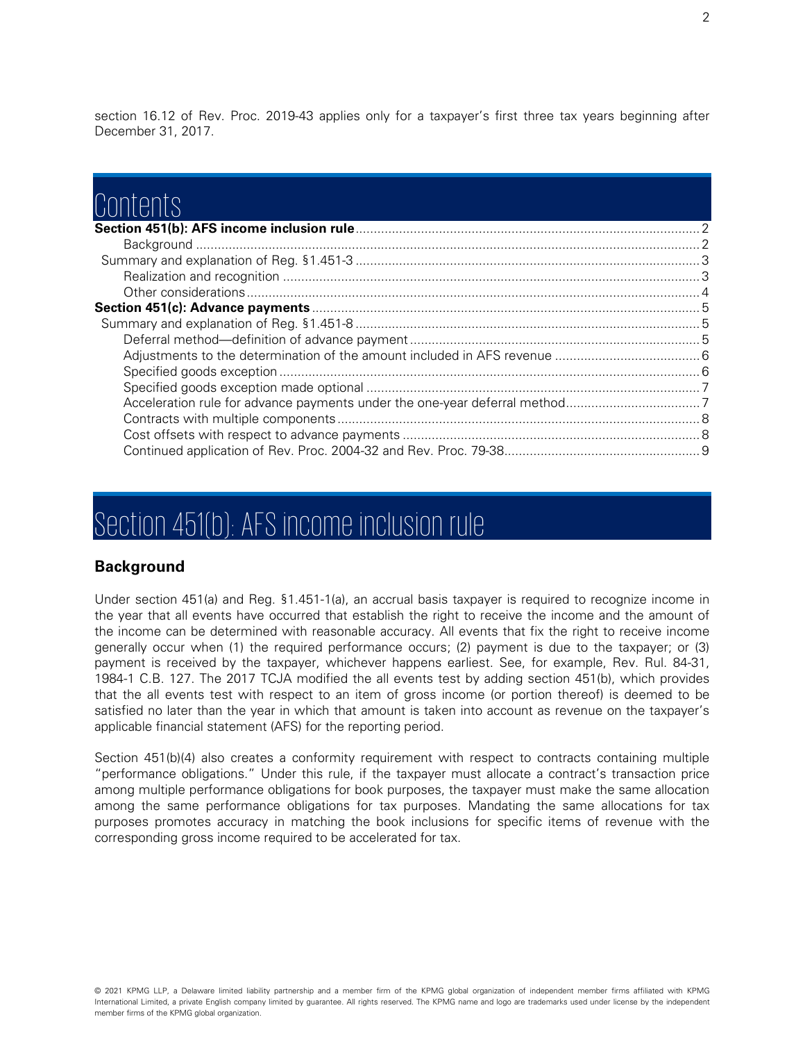section 16.12 of Rev. Proc. 2019-43 applies only for a taxpayer's first three tax years beginning after December 31, 2017.

# Contents

**Section 451(b): AFS income inclusion rule** .......... 2
- Background .......... 2
- Summary and explanation of Reg. §1.451-3 .......... 3
  - Realization and recognition .......... 3
  - Other considerations .......... 4

**Section 451(c): Advance payments** .......... 5
- Summary and explanation of Reg. §1.451-8 .......... 5
  - Deferral method—definition of advance payment .......... 5
  - Adjustments to the determination of the amount included in AFS revenue .......... 6
  - Specified goods exception .......... 6
  - Specified goods exception made optional .......... 7
  - Acceleration rule for advance payments under the one-year deferral method .......... 7
  - Contracts with multiple components .......... 8
  - Cost offsets with respect to advance payments .......... 8
  - Continued application of Rev. Proc. 2004-32 and Rev. Proc. 79-38 .......... 9

# Section 451(b): AFS income inclusion rule

## Background

Under section 451(a) and Reg. §1.451-1(a), an accrual basis taxpayer is required to recognize income in the year that all events have occurred that establish the right to receive the income and the amount of the income can be determined with reasonable accuracy. All events that fix the right to receive income generally occur when (1) the required performance occurs; (2) payment is due to the taxpayer; or (3) payment is received by the taxpayer, whichever happens earliest. See, for example, Rev. Rul. 84-31, 1984-1 C.B. 127. The 2017 TCJA modified the all events test by adding section 451(b), which provides that the all events test with respect to an item of gross income (or portion thereof) is deemed to be satisfied no later than the year in which that amount is taken into account as revenue on the taxpayer's applicable financial statement (AFS) for the reporting period.

Section 451(b)(4) also creates a conformity requirement with respect to contracts containing multiple "performance obligations." Under this rule, if the taxpayer must allocate a contract's transaction price among multiple performance obligations for book purposes, the taxpayer must make the same allocation among the same performance obligations for tax purposes. Mandating the same allocations for tax purposes promotes accuracy in matching the book inclusions for specific items of revenue with the corresponding gross income required to be accelerated for tax.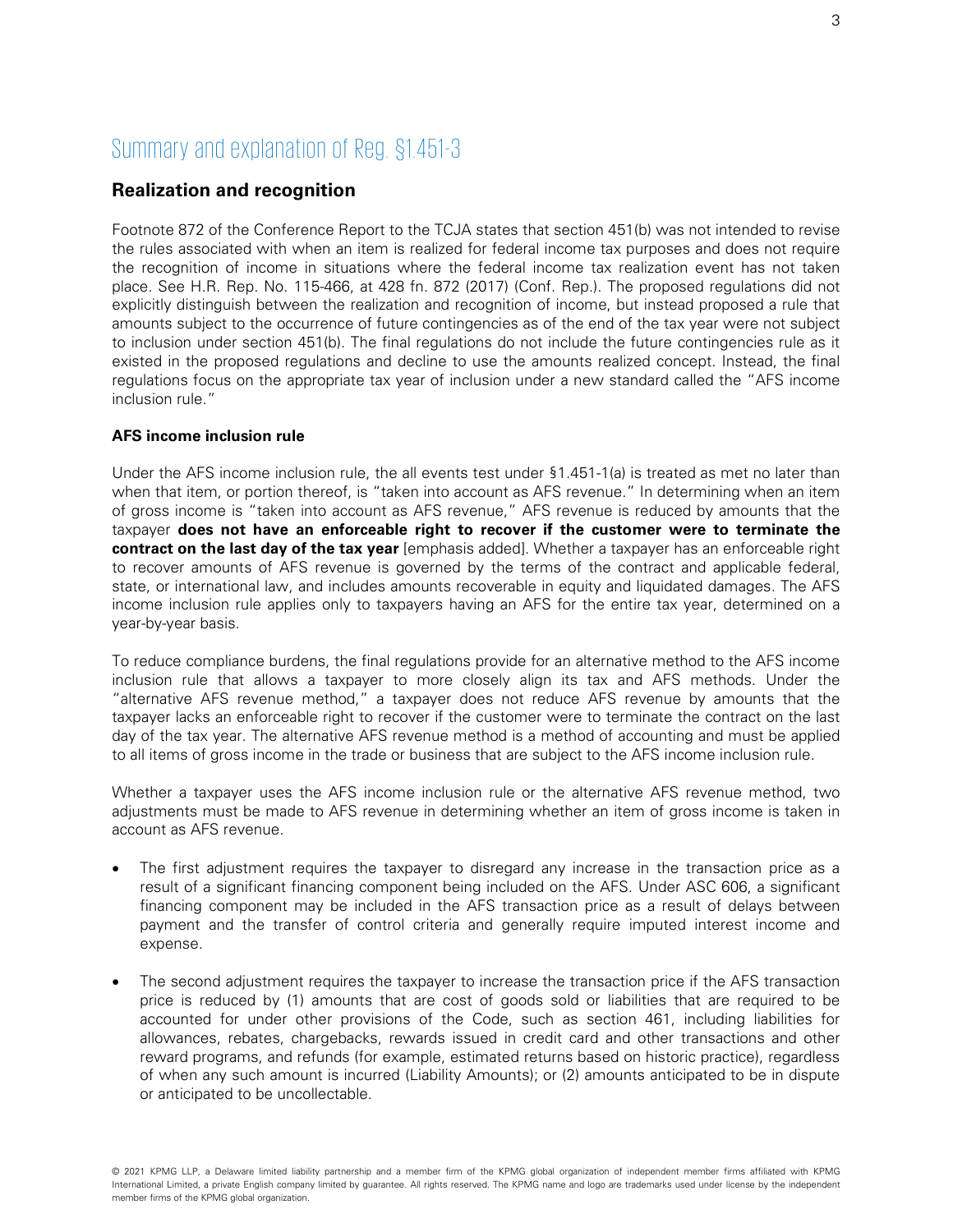## Summary and explanation of Reg. §1.451-3

### Realization and recognition

Footnote 872 of the Conference Report to the TCJA states that section 451(b) was not intended to revise the rules associated with when an item is realized for federal income tax purposes and does not require the recognition of income in situations where the federal income tax realization event has not taken place. See H.R. Rep. No. 115-466, at 428 fn. 872 (2017) (Conf. Rep.). The proposed regulations did not explicitly distinguish between the realization and recognition of income, but instead proposed a rule that amounts subject to the occurrence of future contingencies as of the end of the tax year were not subject to inclusion under section 451(b). The final regulations do not include the future contingencies rule as it existed in the proposed regulations and decline to use the amounts realized concept. Instead, the final regulations focus on the appropriate tax year of inclusion under a new standard called the "AFS income inclusion rule."

#### AFS income inclusion rule

Under the AFS income inclusion rule, the all events test under §1.451-1(a) is treated as met no later than when that item, or portion thereof, is "taken into account as AFS revenue." In determining when an item of gross income is "taken into account as AFS revenue," AFS revenue is reduced by amounts that the taxpayer **does not have an enforceable right to recover if the customer were to terminate the contract on the last day of the tax year** [emphasis added]. Whether a taxpayer has an enforceable right to recover amounts of AFS revenue is governed by the terms of the contract and applicable federal, state, or international law, and includes amounts recoverable in equity and liquidated damages. The AFS income inclusion rule applies only to taxpayers having an AFS for the entire tax year, determined on a year-by-year basis.

To reduce compliance burdens, the final regulations provide for an alternative method to the AFS income inclusion rule that allows a taxpayer to more closely align its tax and AFS methods. Under the "alternative AFS revenue method," a taxpayer does not reduce AFS revenue by amounts that the taxpayer lacks an enforceable right to recover if the customer were to terminate the contract on the last day of the tax year. The alternative AFS revenue method is a method of accounting and must be applied to all items of gross income in the trade or business that are subject to the AFS income inclusion rule.

Whether a taxpayer uses the AFS income inclusion rule or the alternative AFS revenue method, two adjustments must be made to AFS revenue in determining whether an item of gross income is taken in account as AFS revenue.

- The first adjustment requires the taxpayer to disregard any increase in the transaction price as a result of a significant financing component being included on the AFS. Under ASC 606, a significant financing component may be included in the AFS transaction price as a result of delays between payment and the transfer of control criteria and generally require imputed interest income and expense.
- The second adjustment requires the taxpayer to increase the transaction price if the AFS transaction price is reduced by (1) amounts that are cost of goods sold or liabilities that are required to be accounted for under other provisions of the Code, such as section 461, including liabilities for allowances, rebates, chargebacks, rewards issued in credit card and other transactions and other reward programs, and refunds (for example, estimated returns based on historic practice), regardless of when any such amount is incurred (Liability Amounts); or (2) amounts anticipated to be in dispute or anticipated to be uncollectable.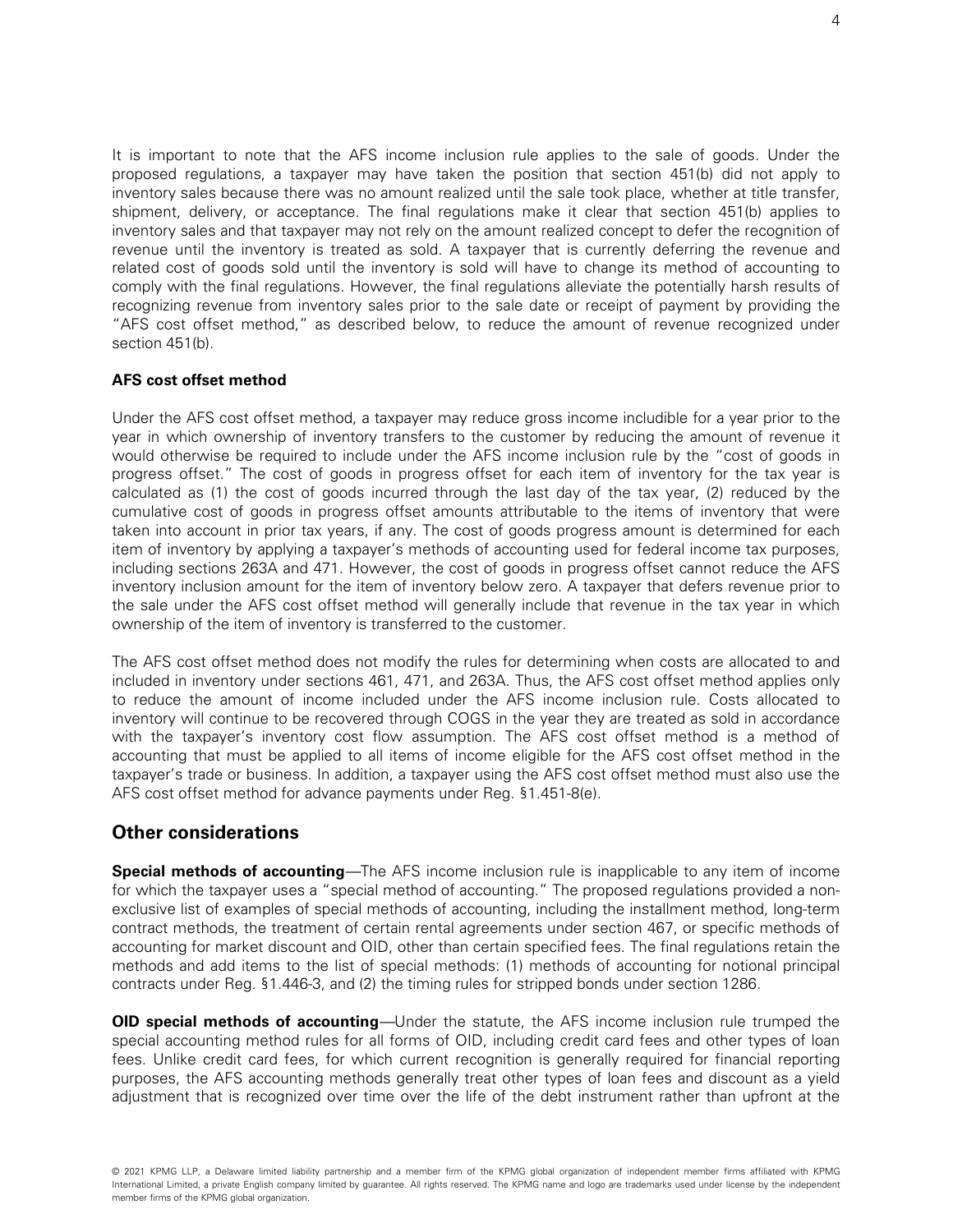It is important to note that the AFS income inclusion rule applies to the sale of goods. Under the proposed regulations, a taxpayer may have taken the position that section 451(b) did not apply to inventory sales because there was no amount realized until the sale took place, whether at title transfer, shipment, delivery, or acceptance. The final regulations make it clear that section 451(b) applies to inventory sales and that taxpayer may not rely on the amount realized concept to defer the recognition of revenue until the inventory is treated as sold. A taxpayer that is currently deferring the revenue and related cost of goods sold until the inventory is sold will have to change its method of accounting to comply with the final regulations. However, the final regulations alleviate the potentially harsh results of recognizing revenue from inventory sales prior to the sale date or receipt of payment by providing the "AFS cost offset method," as described below, to reduce the amount of revenue recognized under section 451(b).

**AFS cost offset method**

Under the AFS cost offset method, a taxpayer may reduce gross income includible for a year prior to the year in which ownership of inventory transfers to the customer by reducing the amount of revenue it would otherwise be required to include under the AFS income inclusion rule by the "cost of goods in progress offset." The cost of goods in progress offset for each item of inventory for the tax year is calculated as (1) the cost of goods incurred through the last day of the tax year, (2) reduced by the cumulative cost of goods in progress offset amounts attributable to the items of inventory that were taken into account in prior tax years, if any. The cost of goods progress amount is determined for each item of inventory by applying a taxpayer's methods of accounting used for federal income tax purposes, including sections 263A and 471. However, the cost of goods in progress offset cannot reduce the AFS inventory inclusion amount for the item of inventory below zero. A taxpayer that defers revenue prior to the sale under the AFS cost offset method will generally include that revenue in the tax year in which ownership of the item of inventory is transferred to the customer.

The AFS cost offset method does not modify the rules for determining when costs are allocated to and included in inventory under sections 461, 471, and 263A. Thus, the AFS cost offset method applies only to reduce the amount of income included under the AFS income inclusion rule. Costs allocated to inventory will continue to be recovered through COGS in the year they are treated as sold in accordance with the taxpayer's inventory cost flow assumption. The AFS cost offset method is a method of accounting that must be applied to all items of income eligible for the AFS cost offset method in the taxpayer's trade or business. In addition, a taxpayer using the AFS cost offset method must also use the AFS cost offset method for advance payments under Reg. §1.451-8(e).

## Other considerations

**Special methods of accounting**—The AFS income inclusion rule is inapplicable to any item of income for which the taxpayer uses a "special method of accounting." The proposed regulations provided a non-exclusive list of examples of special methods of accounting, including the installment method, long-term contract methods, the treatment of certain rental agreements under section 467, or specific methods of accounting for market discount and OID, other than certain specified fees. The final regulations retain the methods and add items to the list of special methods: (1) methods of accounting for notional principal contracts under Reg. §1.446-3, and (2) the timing rules for stripped bonds under section 1286.

**OID special methods of accounting**—Under the statute, the AFS income inclusion rule trumped the special accounting method rules for all forms of OID, including credit card fees and other types of loan fees. Unlike credit card fees, for which current recognition is generally required for financial reporting purposes, the AFS accounting methods generally treat other types of loan fees and discount as a yield adjustment that is recognized over time over the life of the debt instrument rather than upfront at the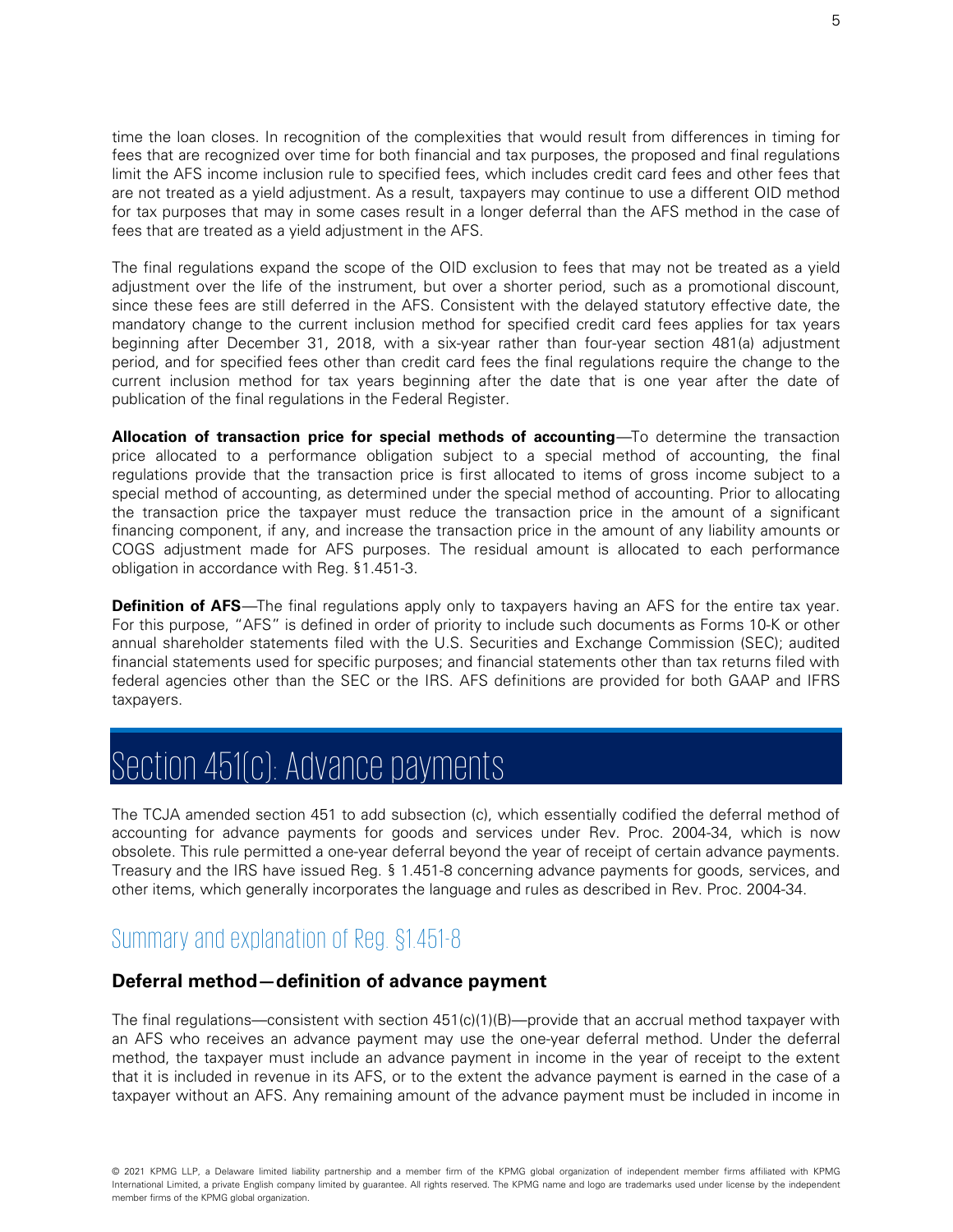time the loan closes. In recognition of the complexities that would result from differences in timing for fees that are recognized over time for both financial and tax purposes, the proposed and final regulations limit the AFS income inclusion rule to specified fees, which includes credit card fees and other fees that are not treated as a yield adjustment. As a result, taxpayers may continue to use a different OID method for tax purposes that may in some cases result in a longer deferral than the AFS method in the case of fees that are treated as a yield adjustment in the AFS.

The final regulations expand the scope of the OID exclusion to fees that may not be treated as a yield adjustment over the life of the instrument, but over a shorter period, such as a promotional discount, since these fees are still deferred in the AFS. Consistent with the delayed statutory effective date, the mandatory change to the current inclusion method for specified credit card fees applies for tax years beginning after December 31, 2018, with a six-year rather than four-year section 481(a) adjustment period, and for specified fees other than credit card fees the final regulations require the change to the current inclusion method for tax years beginning after the date that is one year after the date of publication of the final regulations in the Federal Register.

**Allocation of transaction price for special methods of accounting**—To determine the transaction price allocated to a performance obligation subject to a special method of accounting, the final regulations provide that the transaction price is first allocated to items of gross income subject to a special method of accounting, as determined under the special method of accounting. Prior to allocating the transaction price the taxpayer must reduce the transaction price in the amount of a significant financing component, if any, and increase the transaction price in the amount of any liability amounts or COGS adjustment made for AFS purposes. The residual amount is allocated to each performance obligation in accordance with Reg. §1.451-3.

**Definition of AFS**—The final regulations apply only to taxpayers having an AFS for the entire tax year. For this purpose, "AFS" is defined in order of priority to include such documents as Forms 10-K or other annual shareholder statements filed with the U.S. Securities and Exchange Commission (SEC); audited financial statements used for specific purposes; and financial statements other than tax returns filed with federal agencies other than the SEC or the IRS. AFS definitions are provided for both GAAP and IFRS taxpayers.

# Section 451(c): Advance payments

The TCJA amended section 451 to add subsection (c), which essentially codified the deferral method of accounting for advance payments for goods and services under Rev. Proc. 2004-34, which is now obsolete. This rule permitted a one-year deferral beyond the year of receipt of certain advance payments. Treasury and the IRS have issued Reg. § 1.451-8 concerning advance payments for goods, services, and other items, which generally incorporates the language and rules as described in Rev. Proc. 2004-34.

## Summary and explanation of Reg. §1.451-8

### Deferral method—definition of advance payment

The final regulations—consistent with section 451(c)(1)(B)—provide that an accrual method taxpayer with an AFS who receives an advance payment may use the one-year deferral method. Under the deferral method, the taxpayer must include an advance payment in income in the year of receipt to the extent that it is included in revenue in its AFS, or to the extent the advance payment is earned in the case of a taxpayer without an AFS. Any remaining amount of the advance payment must be included in income in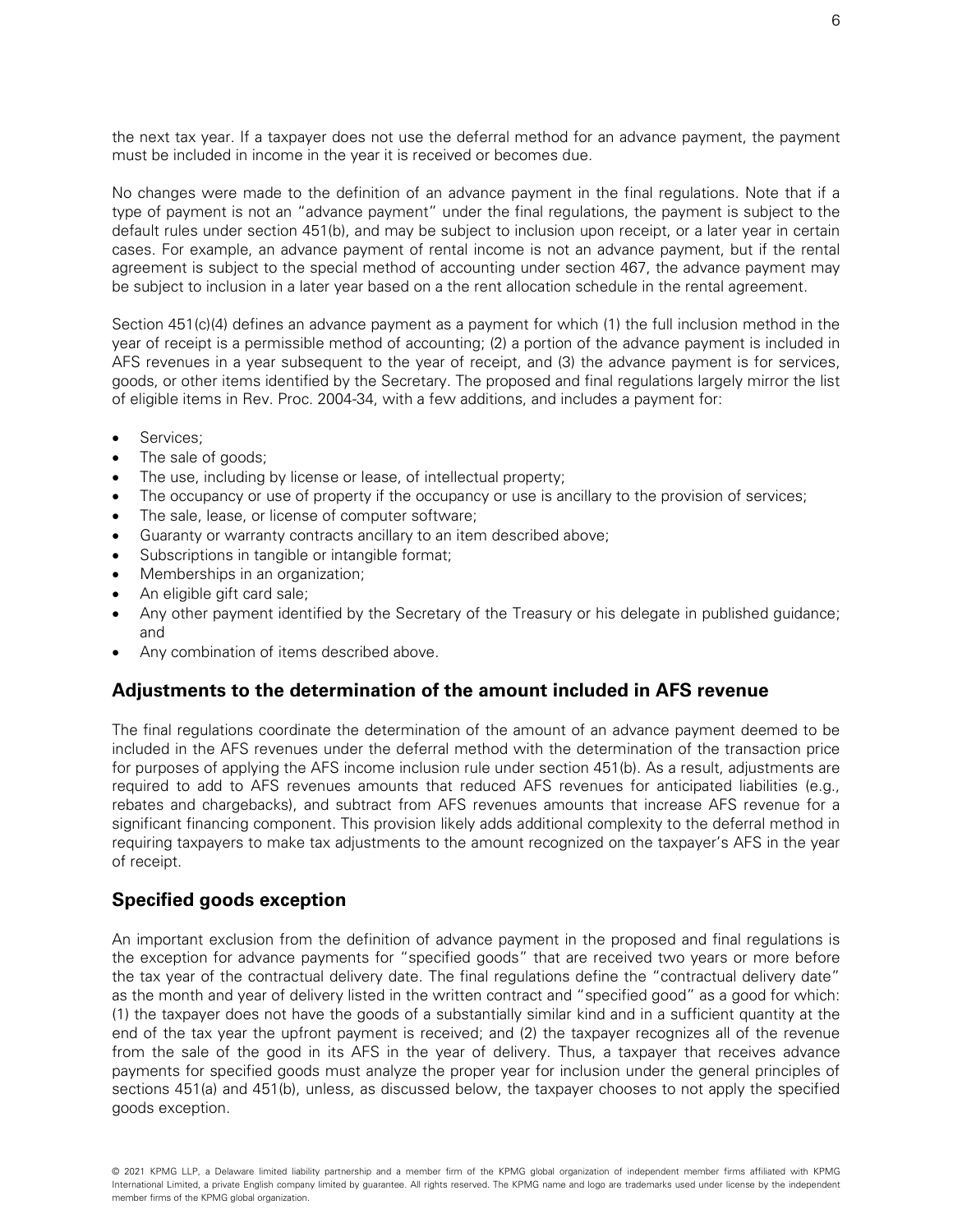the next tax year. If a taxpayer does not use the deferral method for an advance payment, the payment must be included in income in the year it is received or becomes due.

No changes were made to the definition of an advance payment in the final regulations. Note that if a type of payment is not an "advance payment" under the final regulations, the payment is subject to the default rules under section 451(b), and may be subject to inclusion upon receipt, or a later year in certain cases. For example, an advance payment of rental income is not an advance payment, but if the rental agreement is subject to the special method of accounting under section 467, the advance payment may be subject to inclusion in a later year based on a the rent allocation schedule in the rental agreement.

Section 451(c)(4) defines an advance payment as a payment for which (1) the full inclusion method in the year of receipt is a permissible method of accounting; (2) a portion of the advance payment is included in AFS revenues in a year subsequent to the year of receipt, and (3) the advance payment is for services, goods, or other items identified by the Secretary. The proposed and final regulations largely mirror the list of eligible items in Rev. Proc. 2004-34, with a few additions, and includes a payment for:

- Services;
- The sale of goods;
- The use, including by license or lease, of intellectual property;
- The occupancy or use of property if the occupancy or use is ancillary to the provision of services;
- The sale, lease, or license of computer software;
- Guaranty or warranty contracts ancillary to an item described above;
- Subscriptions in tangible or intangible format;
- Memberships in an organization;
- An eligible gift card sale;
- Any other payment identified by the Secretary of the Treasury or his delegate in published guidance; and
- Any combination of items described above.

## Adjustments to the determination of the amount included in AFS revenue

The final regulations coordinate the determination of the amount of an advance payment deemed to be included in the AFS revenues under the deferral method with the determination of the transaction price for purposes of applying the AFS income inclusion rule under section 451(b). As a result, adjustments are required to add to AFS revenues amounts that reduced AFS revenues for anticipated liabilities (e.g., rebates and chargebacks), and subtract from AFS revenues amounts that increase AFS revenue for a significant financing component. This provision likely adds additional complexity to the deferral method in requiring taxpayers to make tax adjustments to the amount recognized on the taxpayer's AFS in the year of receipt.

## Specified goods exception

An important exclusion from the definition of advance payment in the proposed and final regulations is the exception for advance payments for "specified goods" that are received two years or more before the tax year of the contractual delivery date. The final regulations define the "contractual delivery date" as the month and year of delivery listed in the written contract and "specified good" as a good for which: (1) the taxpayer does not have the goods of a substantially similar kind and in a sufficient quantity at the end of the tax year the upfront payment is received; and (2) the taxpayer recognizes all of the revenue from the sale of the good in its AFS in the year of delivery. Thus, a taxpayer that receives advance payments for specified goods must analyze the proper year for inclusion under the general principles of sections 451(a) and 451(b), unless, as discussed below, the taxpayer chooses to not apply the specified goods exception.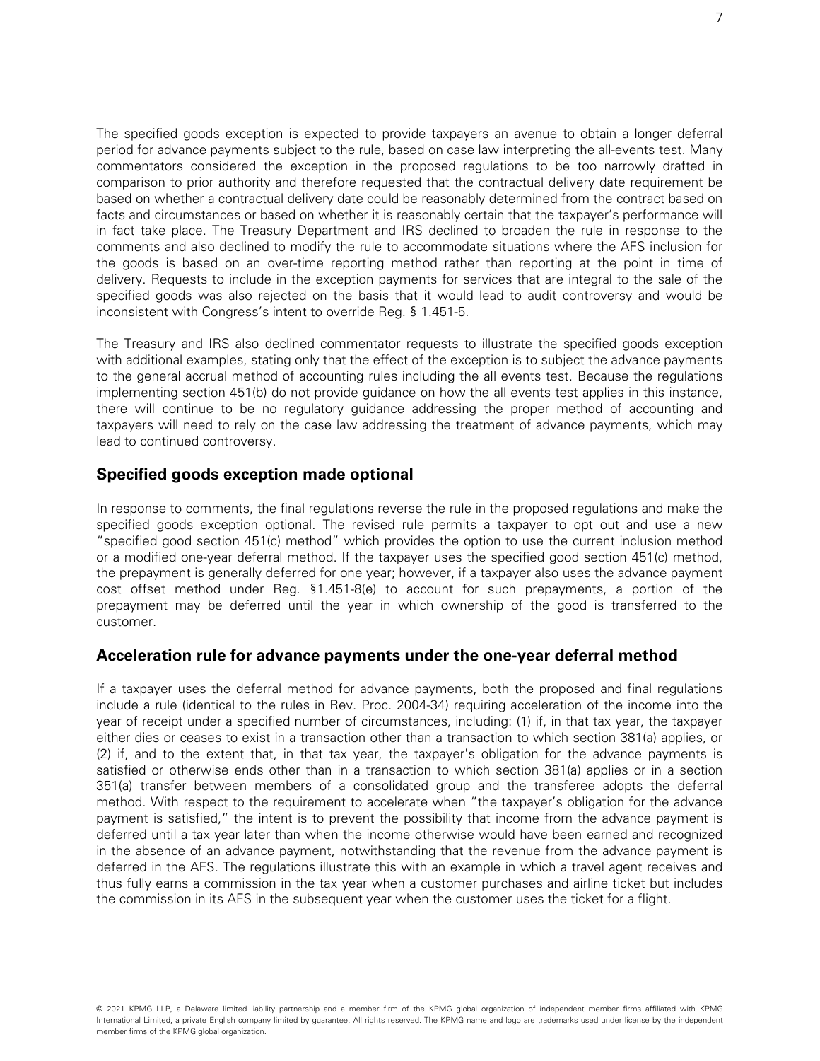The specified goods exception is expected to provide taxpayers an avenue to obtain a longer deferral period for advance payments subject to the rule, based on case law interpreting the all-events test. Many commentators considered the exception in the proposed regulations to be too narrowly drafted in comparison to prior authority and therefore requested that the contractual delivery date requirement be based on whether a contractual delivery date could be reasonably determined from the contract based on facts and circumstances or based on whether it is reasonably certain that the taxpayer's performance will in fact take place. The Treasury Department and IRS declined to broaden the rule in response to the comments and also declined to modify the rule to accommodate situations where the AFS inclusion for the goods is based on an over-time reporting method rather than reporting at the point in time of delivery. Requests to include in the exception payments for services that are integral to the sale of the specified goods was also rejected on the basis that it would lead to audit controversy and would be inconsistent with Congress's intent to override Reg. § 1.451-5.

The Treasury and IRS also declined commentator requests to illustrate the specified goods exception with additional examples, stating only that the effect of the exception is to subject the advance payments to the general accrual method of accounting rules including the all events test. Because the regulations implementing section 451(b) do not provide guidance on how the all events test applies in this instance, there will continue to be no regulatory guidance addressing the proper method of accounting and taxpayers will need to rely on the case law addressing the treatment of advance payments, which may lead to continued controversy.

## Specified goods exception made optional

In response to comments, the final regulations reverse the rule in the proposed regulations and make the specified goods exception optional. The revised rule permits a taxpayer to opt out and use a new "specified good section 451(c) method" which provides the option to use the current inclusion method or a modified one-year deferral method. If the taxpayer uses the specified good section 451(c) method, the prepayment is generally deferred for one year; however, if a taxpayer also uses the advance payment cost offset method under Reg. §1.451-8(e) to account for such prepayments, a portion of the prepayment may be deferred until the year in which ownership of the good is transferred to the customer.

## Acceleration rule for advance payments under the one-year deferral method

If a taxpayer uses the deferral method for advance payments, both the proposed and final regulations include a rule (identical to the rules in Rev. Proc. 2004-34) requiring acceleration of the income into the year of receipt under a specified number of circumstances, including: (1) if, in that tax year, the taxpayer either dies or ceases to exist in a transaction other than a transaction to which section 381(a) applies, or (2) if, and to the extent that, in that tax year, the taxpayer's obligation for the advance payments is satisfied or otherwise ends other than in a transaction to which section 381(a) applies or in a section 351(a) transfer between members of a consolidated group and the transferee adopts the deferral method. With respect to the requirement to accelerate when "the taxpayer's obligation for the advance payment is satisfied," the intent is to prevent the possibility that income from the advance payment is deferred until a tax year later than when the income otherwise would have been earned and recognized in the absence of an advance payment, notwithstanding that the revenue from the advance payment is deferred in the AFS. The regulations illustrate this with an example in which a travel agent receives and thus fully earns a commission in the tax year when a customer purchases and airline ticket but includes the commission in its AFS in the subsequent year when the customer uses the ticket for a flight.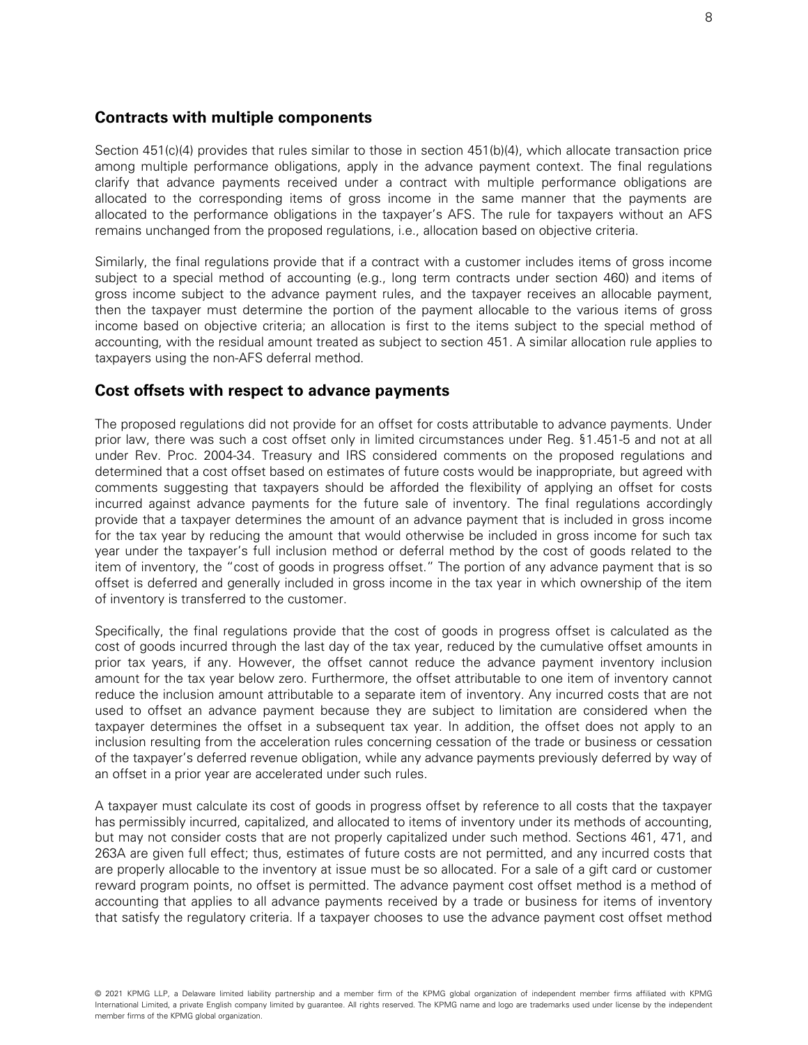## Contracts with multiple components

Section 451(c)(4) provides that rules similar to those in section 451(b)(4), which allocate transaction price among multiple performance obligations, apply in the advance payment context. The final regulations clarify that advance payments received under a contract with multiple performance obligations are allocated to the corresponding items of gross income in the same manner that the payments are allocated to the performance obligations in the taxpayer's AFS. The rule for taxpayers without an AFS remains unchanged from the proposed regulations, i.e., allocation based on objective criteria.

Similarly, the final regulations provide that if a contract with a customer includes items of gross income subject to a special method of accounting (e.g., long term contracts under section 460) and items of gross income subject to the advance payment rules, and the taxpayer receives an allocable payment, then the taxpayer must determine the portion of the payment allocable to the various items of gross income based on objective criteria; an allocation is first to the items subject to the special method of accounting, with the residual amount treated as subject to section 451. A similar allocation rule applies to taxpayers using the non-AFS deferral method.

## Cost offsets with respect to advance payments

The proposed regulations did not provide for an offset for costs attributable to advance payments. Under prior law, there was such a cost offset only in limited circumstances under Reg. §1.451-5 and not at all under Rev. Proc. 2004-34. Treasury and IRS considered comments on the proposed regulations and determined that a cost offset based on estimates of future costs would be inappropriate, but agreed with comments suggesting that taxpayers should be afforded the flexibility of applying an offset for costs incurred against advance payments for the future sale of inventory. The final regulations accordingly provide that a taxpayer determines the amount of an advance payment that is included in gross income for the tax year by reducing the amount that would otherwise be included in gross income for such tax year under the taxpayer's full inclusion method or deferral method by the cost of goods related to the item of inventory, the "cost of goods in progress offset." The portion of any advance payment that is so offset is deferred and generally included in gross income in the tax year in which ownership of the item of inventory is transferred to the customer.

Specifically, the final regulations provide that the cost of goods in progress offset is calculated as the cost of goods incurred through the last day of the tax year, reduced by the cumulative offset amounts in prior tax years, if any. However, the offset cannot reduce the advance payment inventory inclusion amount for the tax year below zero. Furthermore, the offset attributable to one item of inventory cannot reduce the inclusion amount attributable to a separate item of inventory. Any incurred costs that are not used to offset an advance payment because they are subject to limitation are considered when the taxpayer determines the offset in a subsequent tax year. In addition, the offset does not apply to an inclusion resulting from the acceleration rules concerning cessation of the trade or business or cessation of the taxpayer's deferred revenue obligation, while any advance payments previously deferred by way of an offset in a prior year are accelerated under such rules.

A taxpayer must calculate its cost of goods in progress offset by reference to all costs that the taxpayer has permissibly incurred, capitalized, and allocated to items of inventory under its methods of accounting, but may not consider costs that are not properly capitalized under such method. Sections 461, 471, and 263A are given full effect; thus, estimates of future costs are not permitted, and any incurred costs that are properly allocable to the inventory at issue must be so allocated. For a sale of a gift card or customer reward program points, no offset is permitted. The advance payment cost offset method is a method of accounting that applies to all advance payments received by a trade or business for items of inventory that satisfy the regulatory criteria. If a taxpayer chooses to use the advance payment cost offset method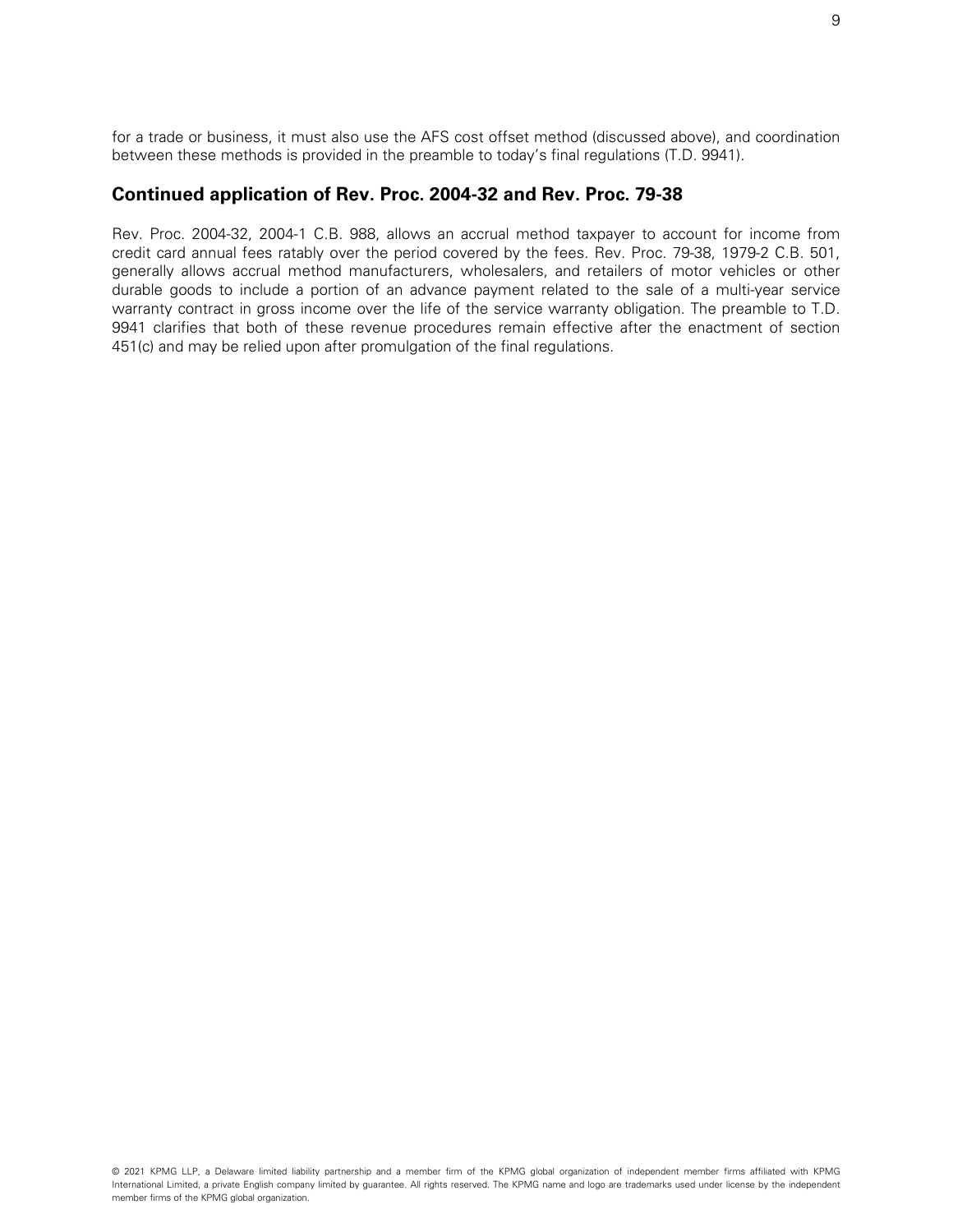for a trade or business, it must also use the AFS cost offset method (discussed above), and coordination between these methods is provided in the preamble to today's final regulations (T.D. 9941).

## Continued application of Rev. Proc. 2004-32 and Rev. Proc. 79-38

Rev. Proc. 2004-32, 2004-1 C.B. 988, allows an accrual method taxpayer to account for income from credit card annual fees ratably over the period covered by the fees. Rev. Proc. 79-38, 1979-2 C.B. 501, generally allows accrual method manufacturers, wholesalers, and retailers of motor vehicles or other durable goods to include a portion of an advance payment related to the sale of a multi-year service warranty contract in gross income over the life of the service warranty obligation. The preamble to T.D. 9941 clarifies that both of these revenue procedures remain effective after the enactment of section 451(c) and may be relied upon after promulgation of the final regulations.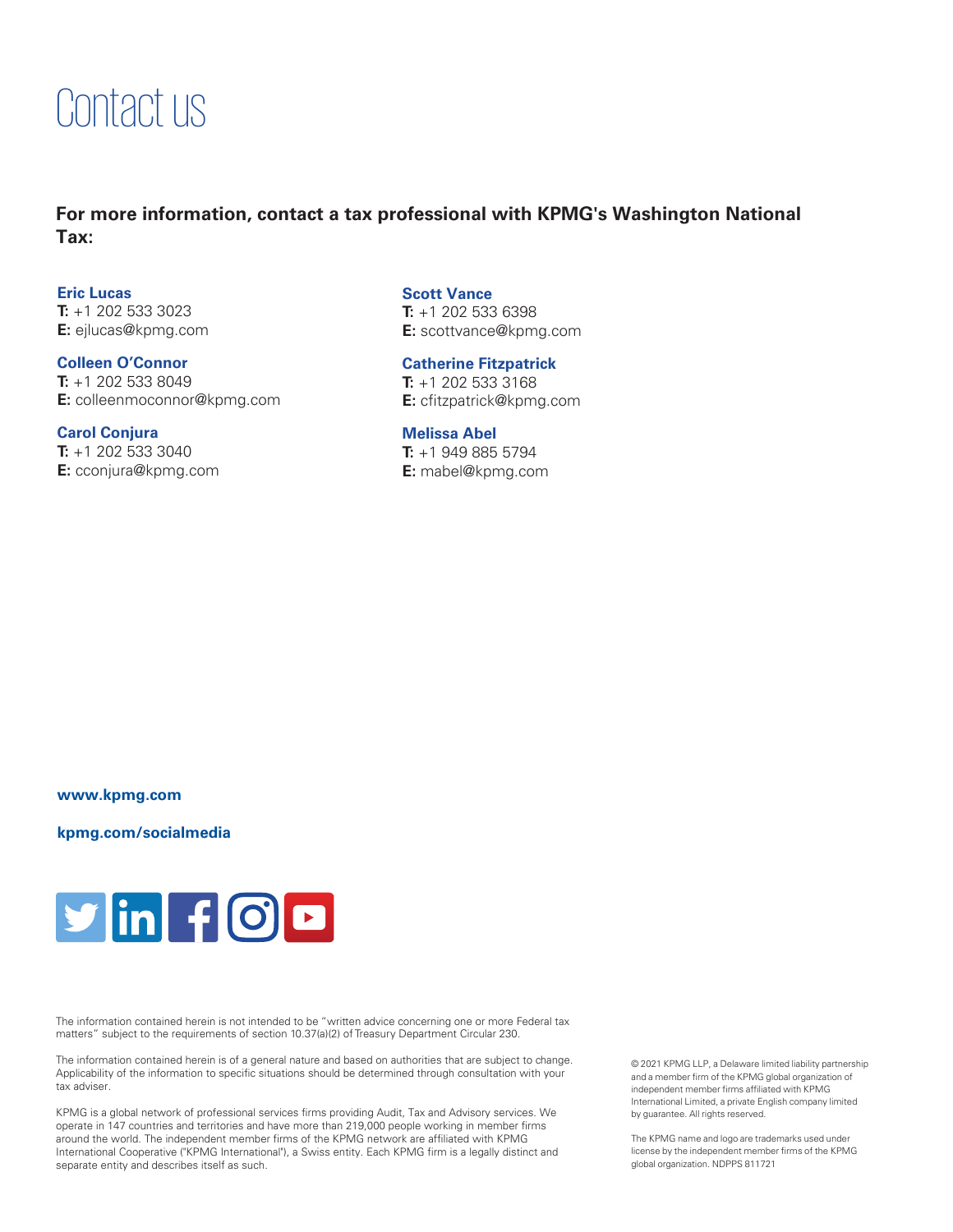# Contact us

**For more information, contact a tax professional with KPMG's Washington National Tax:**

**Eric Lucas**
**T:** +1 202 533 3023
**E:** ejlucas@kpmg.com

**Colleen O'Connor**
**T:** +1 202 533 8049
**E:** colleenmoconnor@kpmg.com

**Carol Conjura**
**T:** +1 202 533 3040
**E:** cconjura@kpmg.com

**Scott Vance**
**T:** +1 202 533 6398
**E:** scottvance@kpmg.com

**Catherine Fitzpatrick**
**T:** +1 202 533 3168
**E:** cfitzpatrick@kpmg.com

**Melissa Abel**
**T:** +1 949 885 5794
**E:** mabel@kpmg.com

**www.kpmg.com**

**kpmg.com/socialmedia**

The information contained herein is not intended to be "written advice concerning one or more Federal tax matters" subject to the requirements of section 10.37(a)(2) of Treasury Department Circular 230.

The information contained herein is of a general nature and based on authorities that are subject to change. Applicability of the information to specific situations should be determined through consultation with your tax adviser.

KPMG is a global network of professional services firms providing Audit, Tax and Advisory services. We operate in 147 countries and territories and have more than 219,000 people working in member firms around the world. The independent member firms of the KPMG network are affiliated with KPMG International Cooperative ("KPMG International"), a Swiss entity. Each KPMG firm is a legally distinct and separate entity and describes itself as such.

© 2021 KPMG LLP, a Delaware limited liability partnership and a member firm of the KPMG global organization of independent member firms affiliated with KPMG International Limited, a private English company limited by guarantee. All rights reserved.

The KPMG name and logo are trademarks used under license by the independent member firms of the KPMG global organization. NDPPS 811721